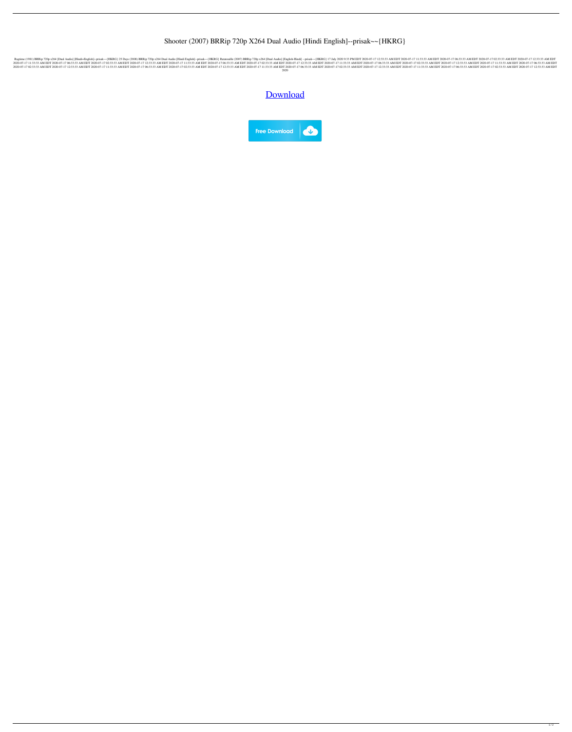# Shooter (2007) BRRip 720p X264 Dual Audio [Hindi English]--prisak~~{HKRG}

Ragtime (1981) BRRip 720p x264 [Dual Audio] [Hindi+English]--prisak~~{HKRG} 25 Days (2008) BRRip 720p x264 Dual Audio [Hindi English]--prisak~~{HKRG} Ratatouille (2007) BRRip 720p x264 [Dual Audio] [English-Hindi] --prisak~~{HKRG} 17 July 2020 9:33 PM EDT 2020-07-17 12:33:33 AM EDT 2020-07-17 11:33:33 AM EDT 2020-07-17 06:33:33 AM EDT 2020-07-17 02:33:33 AM EDT 2020-07-17 12:33:33 AM EDT 2020-07-17 11:33:33 AM EDT 2020-07-17 06:33:33 AM EDT 2020-07-17 02:33:33 AM EDT 2020-07-17 12:33:33 AM EDT 2020-07-17 11:33:33 AM EDT 2020-07-17 06:33:33 AM EDT 2020-07-17 02:33:33 AM EDT 2020-07-17 12:33:33 AM EDT 2020-07-17 11:33:33 AM EDT 2020-07-17 06:33:33 AM EDT 2020-07-17 02:33:33 AM EDT 2020-07-17 12:33:33 AM EDT 2020-07-17 11:33:33 AM EDT 2020-07-17 06:33:33 AM EDT 2020-07-17 02:33:33 AM EDT 2020-07-17 12:33:33 AM EDT 2020-07-17 11:33:33 AM EDT 2020-07-17 06:33:33 AM EDT 2020-07-17 02:33:33 AM EDT 2020-07-17 12:33:33 AM EDT 2020-07-17 11:33:33 AM EDT 2020-07-17 06:33:33 AM EDT 2020-07-17 02:33:33 AM EDT 2020-07-17 12:33:33 AM EDT 2020-07-17 11:33:33 AM EDT 2020-07-17 06:33:33 AM EDT 2020-07-17 02:33:33 AM EDT 2020-07-17 12:33:33 AM EDT 2020-07-17 11:33:33 AM EDT 2020-07-17 06:33:33 AM EDT 2020-07-17 02:33:33 AM EDT 2020-07-17 12:33:33 AM EDT 2020

Download

Free Download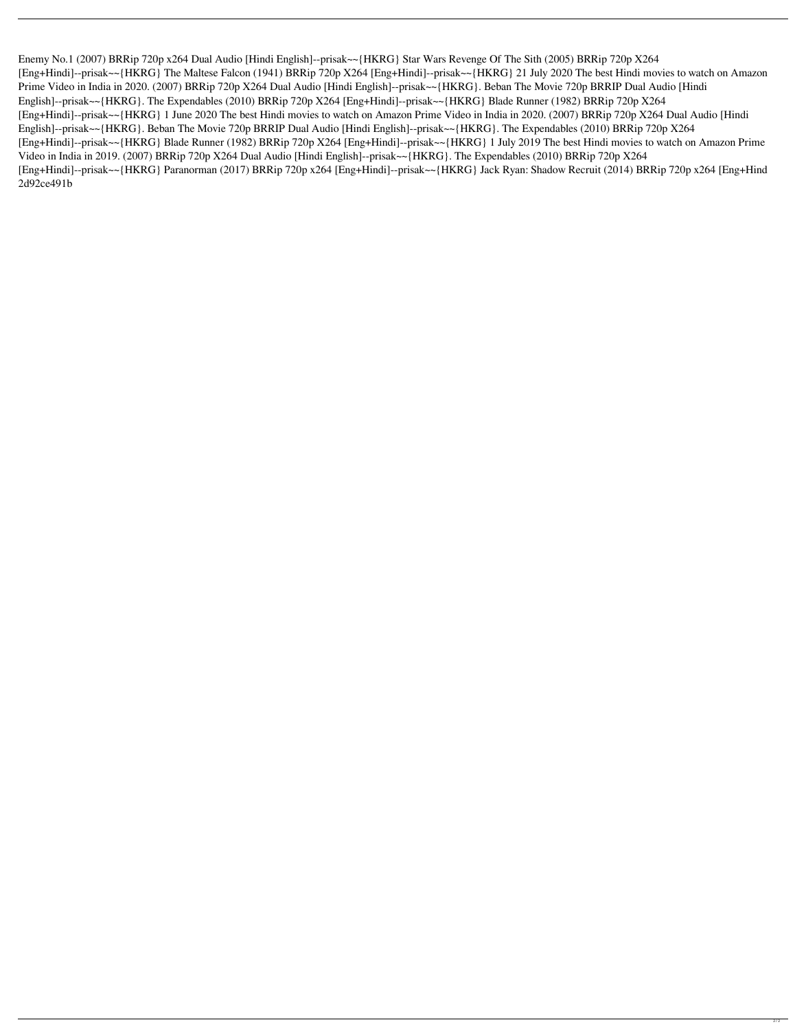Enemy No.1 (2007) BRRip 720p x264 Dual Audio [Hindi English]--prisak~~{HKRG} Star Wars Revenge Of The Sith (2005) BRRip 720p X264 [Eng+Hindi]--prisak~~{HKRG} The Maltese Falcon (1941) BRRip 720p X264 [Eng+Hindi]--prisak~~{HKRG} 21 July 2020 The best Hindi movies to watch on Amazon Prime Video in India in 2020. (2007) BRRip 720p X264 Dual Audio [Hindi English]--prisak~~{HKRG}. Beban The Movie 720p BRRIP Dual Audio [Hindi English]--prisak~~{HKRG}. The Expendables (2010) BRRip 720p X264 [Eng+Hindi]--prisak~~{HKRG} Blade Runner (1982) BRRip 720p X264 [Eng+Hindi]--prisak~~{HKRG} 1 June 2020 The best Hindi movies to watch on Amazon Prime Video in India in 2020. (2007) BRRip 720p X264 Dual Audio [Hindi English]--prisak~~{HKRG}. Beban The Movie 720p BRRIP Dual Audio [Hindi English]--prisak~~{HKRG}. The Expendables (2010) BRRip 720p X264 [Eng+Hindi]--prisak~~{HKRG} Blade Runner (1982) BRRip 720p X264 [Eng+Hindi]--prisak~~{HKRG} 1 July 2019 The best Hindi movies to watch on Amazon Prime Video in India in 2019. (2007) BRRip 720p X264 Dual Audio [Hindi English]--prisak~~{HKRG}. The Expendables (2010) BRRip 720p X264 [Eng+Hindi]--prisak~~{HKRG} Paranorman (2017) BRRip 720p x264 [Eng+Hindi]--prisak~~{HKRG} Jack Ryan: Shadow Recruit (2014) BRRip 720p x264 [Eng+Hind 2d92ce491b